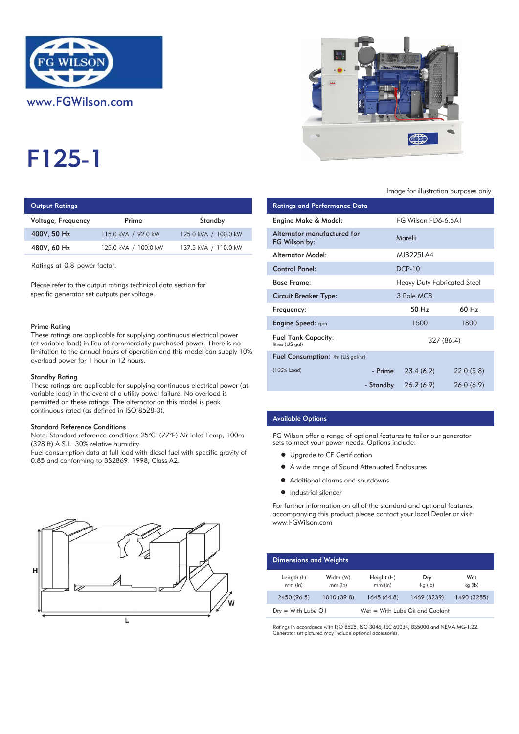www.FGWilson.com

# F125-1

Image for illustration purposes only.

## Output Ratings

| Voltage, Frequency | Prime | Standby |
|---|---|---|
| 400V, 50 Hz | 115.0 kVA / 92.0 kW | 125.0 kVA / 100.0 kW |
| 480V, 60 Hz | 125.0 kVA / 100.0 kW | 137.5 kVA / 110.0 kW |

Ratings at 0.8 power factor.

Please refer to the output ratings technical data section for specific generator set outputs per voltage.

### Prime Rating

These ratings are applicable for supplying continuous electrical power (at variable load) in lieu of commercially purchased power. There is no limitation to the annual hours of operation and this model can supply 10% overload power for 1 hour in 12 hours.

### Standby Rating

These ratings are applicable for supplying continuous electrical power (at variable load) in the event of a utility power failure. No overload is permitted on these ratings. The alternator on this model is peak continuous rated (as defined in ISO 8528-3).

### Standard Reference Conditions

Note: Standard reference conditions 25°C (77°F) Air Inlet Temp, 100m (328 ft) A.S.L. 30% relative humidity.
Fuel consumption data at full load with diesel fuel with specific gravity of 0.85 and conforming to BS2869: 1998, Class A2.

## Ratings and Performance Data

| | | | |
|---|---|---|---|
| Engine Make & Model: | | FG Wilson FD6-6.5A1 | |
| Alternator manufactured for FG Wilson by: | | Marelli | |
| Alternator Model: | | MJB225LA4 | |
| Control Panel: | | DCP-10 | |
| Base Frame: | | Heavy Duty Fabricated Steel | |
| Circuit Breaker Type: | | 3 Pole MCB | |
| Frequency: | | 50 Hz | 60 Hz |
| Engine Speed: rpm | | 1500 | 1800 |
| Fuel Tank Capacity: litres (US gal) | | 327 (86.4) | |
| Fuel Consumption: l/hr (US gal/hr) | | | |
| (100% Load) | - Prime | 23.4 (6.2) | 22.0 (5.8) |
| | - Standby | 26.2 (6.9) | 26.0 (6.9) |

## Available Options

FG Wilson offer a range of optional features to tailor our generator sets to meet your power needs. Options include:

- Upgrade to CE Certification
- A wide range of Sound Attenuated Enclosures
- Additional alarms and shutdowns
- Industrial silencer

For further information on all of the standard and optional features accompanying this product please contact your local Dealer or visit: www.FGWilson.com

## Dimensions and Weights

| Length (L) mm (in) | Width (W) mm (in) | Height (H) mm (in) | Dry kg (lb) | Wet kg (lb) |
|---|---|---|---|---|
| 2450 (96.5) | 1010 (39.8) | 1645 (64.8) | 1469 (3239) | 1490 (3285) |

Dry = With Lube Oil  Wet = With Lube Oil and Coolant

Ratings in accordance with ISO 8528, ISO 3046, IEC 60034, BS5000 and NEMA MG-1.22.
Generator set pictured may include optional accessories.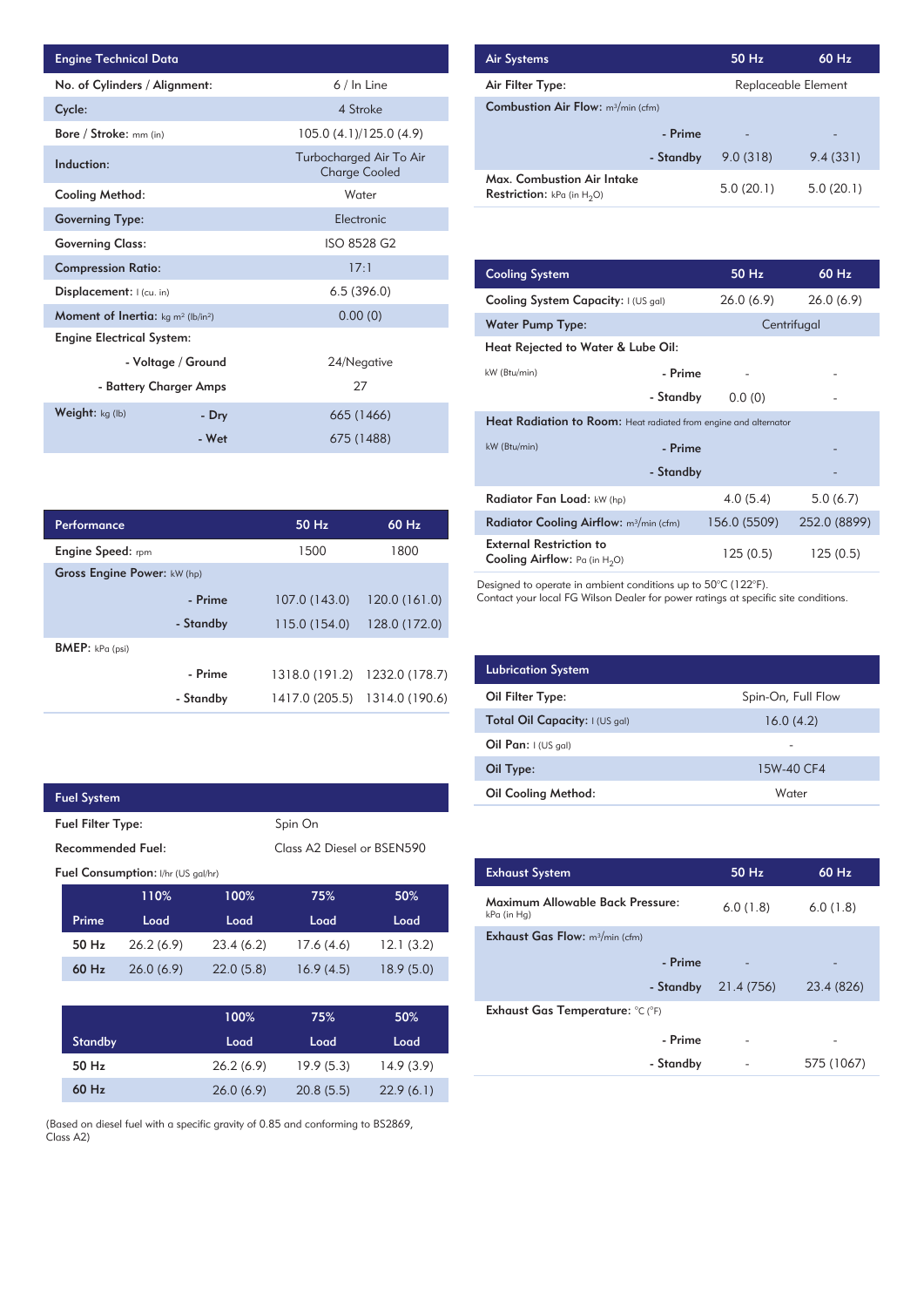| Engine Technical Data | | |
|---|---|---|
| No. of Cylinders / Alignment: | | 6 / In Line |
| Cycle: | | 4 Stroke |
| Bore / Stroke: mm (in) | | 105.0 (4.1)/125.0 (4.9) |
| Induction: | | Turbocharged Air To Air Charge Cooled |
| Cooling Method: | | Water |
| Governing Type: | | Electronic |
| Governing Class: | | ISO 8528 G2 |
| Compression Ratio: | | 17:1 |
| Displacement: l (cu. in) | | 6.5 (396.0) |
| Moment of Inertia: kg m² (lb/in²) | | 0.00 (0) |
| Engine Electrical System: | | |
| | - Voltage / Ground | 24/Negative |
| | - Battery Charger Amps | 27 |
| Weight: kg (lb) | - Dry | 665 (1466) |
| | - Wet | 675 (1488) |

| Performance | | 50 Hz | 60 Hz |
|---|---|---|---|
| Engine Speed: rpm | | 1500 | 1800 |
| Gross Engine Power: kW (hp) | | | |
| | - Prime | 107.0 (143.0) | 120.0 (161.0) |
| | - Standby | 115.0 (154.0) | 128.0 (172.0) |
| BMEP: kPa (psi) | | | |
| | - Prime | 1318.0 (191.2) | 1232.0 (178.7) |
| | - Standby | 1417.0 (205.5) | 1314.0 (190.6) |

| Fuel System | |
|---|---|
| Fuel Filter Type: | Spin On |
| Recommended Fuel: | Class A2 Diesel or BSEN590 |

Fuel Consumption: l/hr (US gal/hr)

| Prime | 110% Load | 100% Load | 75% Load | 50% Load |
|---|---|---|---|---|
| 50 Hz | 26.2 (6.9) | 23.4 (6.2) | 17.6 (4.6) | 12.1 (3.2) |
| 60 Hz | 26.0 (6.9) | 22.0 (5.8) | 16.9 (4.5) | 18.9 (5.0) |

| Standby | 100% Load | 75% Load | 50% Load |
|---|---|---|---|
| 50 Hz | 26.2 (6.9) | 19.9 (5.3) | 14.9 (3.9) |
| 60 Hz | 26.0 (6.9) | 20.8 (5.5) | 22.9 (6.1) |

(Based on diesel fuel with a specific gravity of 0.85 and conforming to BS2869, Class A2)

| Air Systems | | 50 Hz | 60 Hz |
|---|---|---|---|
| Air Filter Type: | | Replaceable Element | |
| Combustion Air Flow: m³/min (cfm) | | | |
| | - Prime | - | - |
| | - Standby | 9.0 (318) | 9.4 (331) |
| Max. Combustion Air Intake Restriction: kPa (in $H_2O$) | | 5.0 (20.1) | 5.0 (20.1) |

| Cooling System | | 50 Hz | 60 Hz |
|---|---|---|---|
| Cooling System Capacity: l (US gal) | | 26.0 (6.9) | 26.0 (6.9) |
| Water Pump Type: | | Centrifugal | |
| Heat Rejected to Water & Lube Oil: | | | |
| kW (Btu/min) | - Prime | - | - |
| | - Standby | 0.0 (0) | - |
| Heat Radiation to Room: Heat radiated from engine and alternator | | | |
| kW (Btu/min) | - Prime | | - |
| | - Standby | | - |
| Radiator Fan Load: kW (hp) | | 4.0 (5.4) | 5.0 (6.7) |
| Radiator Cooling Airflow: m³/min (cfm) | | 156.0 (5509) | 252.0 (8899) |
| External Restriction to Cooling Airflow: Pa (in $H_2O$) | | 125 (0.5) | 125 (0.5) |

Designed to operate in ambient conditions up to 50°C (122°F).
Contact your local FG Wilson Dealer for power ratings at specific site conditions.

| Lubrication System | |
|---|---|
| Oil Filter Type: | Spin-On, Full Flow |
| Total Oil Capacity: l (US gal) | 16.0 (4.2) |
| Oil Pan: l (US gal) | - |
| Oil Type: | 15W-40 CF4 |
| Oil Cooling Method: | Water |

| Exhaust System | | 50 Hz | 60 Hz |
|---|---|---|---|
| Maximum Allowable Back Pressure: kPa (in Hg) | | 6.0 (1.8) | 6.0 (1.8) |
| Exhaust Gas Flow: m³/min (cfm) | | | |
| | - Prime | - | - |
| | - Standby | 21.4 (756) | 23.4 (826) |
| Exhaust Gas Temperature: °C (°F) | | | |
| | - Prime | - | - |
| | - Standby | - | 575 (1067) |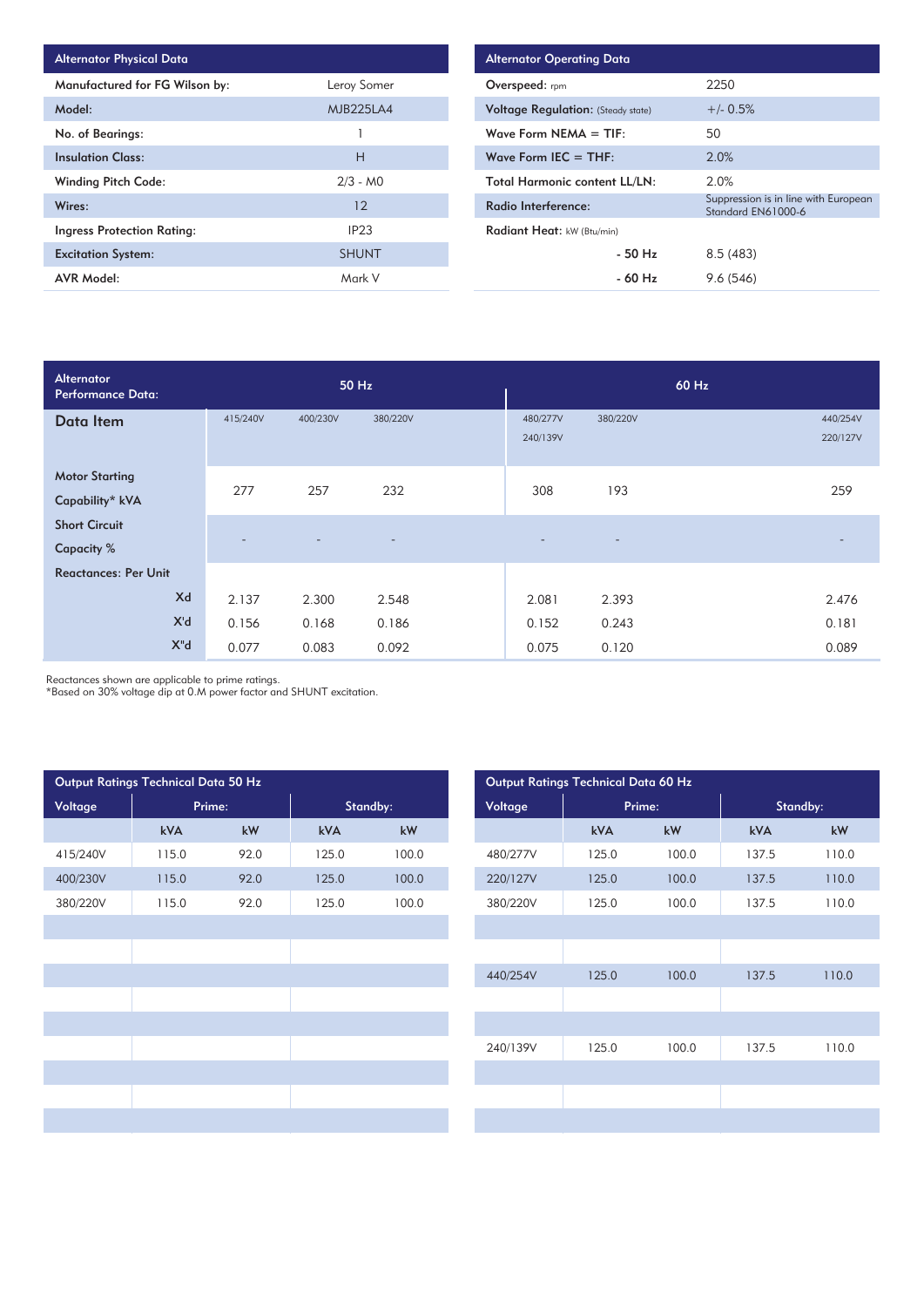| Alternator Physical Data | |
|---|---|
| Manufactured for FG Wilson by: | Leroy Somer |
| Model: | MJB225LA4 |
| No. of Bearings: | 1 |
| Insulation Class: | H |
| Winding Pitch Code: | 2/3 - M0 |
| Wires: | 12 |
| Ingress Protection Rating: | IP23 |
| Excitation System: | SHUNT |
| AVR Model: | Mark V |

| Alternator Operating Data | |
|---|---|
| Overspeed: rpm | 2250 |
| Voltage Regulation: (Steady state) | +/- 0.5% |
| Wave Form NEMA = TIF: | 50 |
| Wave Form IEC = THF: | 2.0% |
| Total Harmonic content LL/LN: | 2.0% |
| Radio Interference: | Suppression is in line with European Standard EN61000-6 |
| Radiant Heat: kW (Btu/min) | |
| - 50 Hz | 8.5 (483) |
| - 60 Hz | 9.6 (546) |

| Alternator Performance Data: | 50 Hz | | | 60 Hz | | |
|---|---|---|---|---|---|---|
| Data Item | 415/240V | 400/230V | 380/220V | 480/277V 240/139V | 380/220V | 440/254V 220/127V |
| Motor Starting Capability* kVA | 277 | 257 | 232 | 308 | 193 | 259 |
| Short Circuit Capacity % | - | - | - | - | - | - |
| Reactances: Per Unit | | | | | | |
| Xd | 2.137 | 2.300 | 2.548 | 2.081 | 2.393 | 2.476 |
| X'd | 0.156 | 0.168 | 0.186 | 0.152 | 0.243 | 0.181 |
| X"d | 0.077 | 0.083 | 0.092 | 0.075 | 0.120 | 0.089 |

Reactances shown are applicable to prime ratings.
*Based on 30% voltage dip at 0.M power factor and SHUNT excitation.

| Output Ratings Technical Data 50 Hz | | | | |
|---|---|---|---|---|
| Voltage | Prime: | | Standby: | |
| | kVA | kW | kVA | kW |
| 415/240V | 115.0 | 92.0 | 125.0 | 100.0 |
| 400/230V | 115.0 | 92.0 | 125.0 | 100.0 |
| 380/220V | 115.0 | 92.0 | 125.0 | 100.0 |

| Output Ratings Technical Data 60 Hz | | | | |
|---|---|---|---|---|
| Voltage | Prime: | | Standby: | |
| | kVA | kW | kVA | kW |
| 480/277V | 125.0 | 100.0 | 137.5 | 110.0 |
| 220/127V | 125.0 | 100.0 | 137.5 | 110.0 |
| 380/220V | 125.0 | 100.0 | 137.5 | 110.0 |
| 440/254V | 125.0 | 100.0 | 137.5 | 110.0 |
| 240/139V | 125.0 | 100.0 | 137.5 | 110.0 |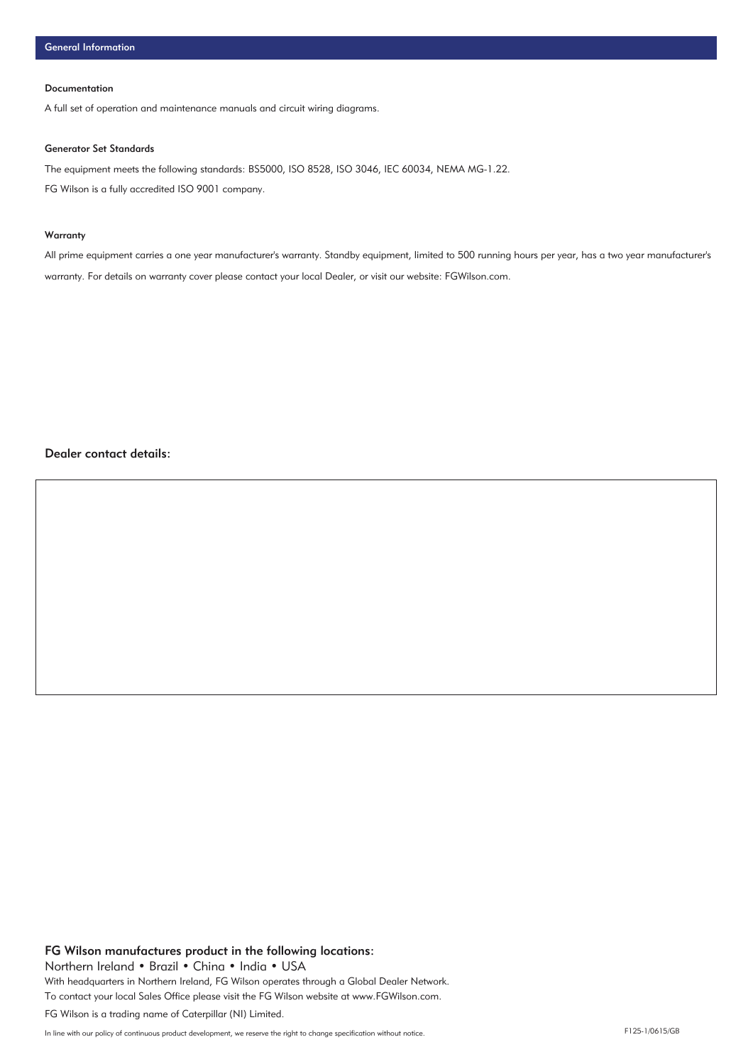## General Information

### Documentation

A full set of operation and maintenance manuals and circuit wiring diagrams.

### Generator Set Standards

The equipment meets the following standards: BS5000, ISO 8528, ISO 3046, IEC 60034, NEMA MG-1.22.

FG Wilson is a fully accredited ISO 9001 company.

### Warranty

All prime equipment carries a one year manufacturer's warranty. Standby equipment, limited to 500 running hours per year, has a two year manufacturer's warranty. For details on warranty cover please contact your local Dealer, or visit our website: FGWilson.com.

### Dealer contact details:

### FG Wilson manufactures product in the following locations:

Northern Ireland • Brazil • China • India • USA

With headquarters in Northern Ireland, FG Wilson operates through a Global Dealer Network.

To contact your local Sales Office please visit the FG Wilson website at www.FGWilson.com.

FG Wilson is a trading name of Caterpillar (NI) Limited.

In line with our policy of continuous product development, we reserve the right to change specification without notice.

F125-1/0615/GB